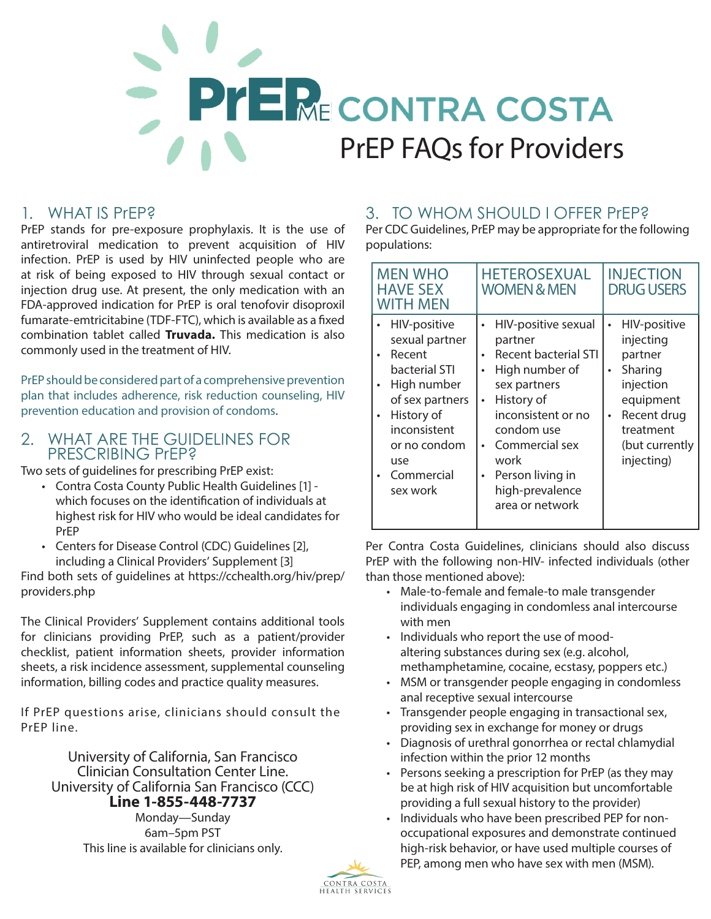# PrEP ME CONTRA COSTA

## PrEP FAQs for Providers

### 1. WHAT IS PrEP?

PrEP stands for pre-exposure prophylaxis. It is the use of antiretroviral medication to prevent acquisition of HIV infection. PrEP is used by HIV uninfected people who are at risk of being exposed to HIV through sexual contact or injection drug use. At present, the only medication with an FDA-approved indication for PrEP is oral tenofovir disoproxil fumarate-emtricitabine (TDF-FTC), which is available as a fixed combination tablet called **Truvada.** This medication is also commonly used in the treatment of HIV.

PrEP should be considered part of a comprehensive prevention plan that includes adherence, risk reduction counseling, HIV prevention education and provision of condoms.

### 2. WHAT ARE THE GUIDELINES FOR PRESCRIBING PrEP?

Two sets of guidelines for prescribing PrEP exist:

- Contra Costa County Public Health Guidelines [1] - which focuses on the identification of individuals at highest risk for HIV who would be ideal candidates for PrEP
- Centers for Disease Control (CDC) Guidelines [2], including a Clinical Providers' Supplement [3]

Find both sets of guidelines at https://cchealth.org/hiv/prep/providers.php

The Clinical Providers' Supplement contains additional tools for clinicians providing PrEP, such as a patient/provider checklist, patient information sheets, provider information sheets, a risk incidence assessment, supplemental counseling information, billing codes and practice quality measures.

If PrEP questions arise, clinicians should consult the PrEP line.

University of California, San Francisco
Clinician Consultation Center Line.
University of California San Francisco (CCC)
**Line 1-855-448-7737**
Monday—Sunday
6am–5pm PST
This line is available for clinicians only.

### 3. TO WHOM SHOULD I OFFER PrEP?

Per CDC Guidelines, PrEP may be appropriate for the following populations:

| MEN WHO HAVE SEX WITH MEN | HETEROSEXUAL WOMEN & MEN | INJECTION DRUG USERS |
|---|---|---|
| • HIV-positive sexual partner<br>• Recent bacterial STI<br>• High number of sex partners<br>• History of inconsistent or no condom use<br>• Commercial sex work | • HIV-positive sexual partner<br>• Recent bacterial STI<br>• High number of sex partners<br>• History of inconsistent or no condom use<br>• Commercial sex work<br>• Person living in high-prevalence area or network | • HIV-positive injecting partner<br>• Sharing injection equipment<br>• Recent drug treatment (but currently injecting) |

Per Contra Costa Guidelines, clinicians should also discuss PrEP with the following non-HIV- infected individuals (other than those mentioned above):

- Male-to-female and female-to male transgender individuals engaging in condomless anal intercourse with men
- Individuals who report the use of mood-altering substances during sex (e.g. alcohol, methamphetamine, cocaine, ecstasy, poppers etc.)
- MSM or transgender people engaging in condomless anal receptive sexual intercourse
- Transgender people engaging in transactional sex, providing sex in exchange for money or drugs
- Diagnosis of urethral gonorrhea or rectal chlamydial infection within the prior 12 months
- Persons seeking a prescription for PrEP (as they may be at high risk of HIV acquisition but uncomfortable providing a full sexual history to the provider)
- Individuals who have been prescribed PEP for non-occupational exposures and demonstrate continued high-risk behavior, or have used multiple courses of PEP, among men who have sex with men (MSM).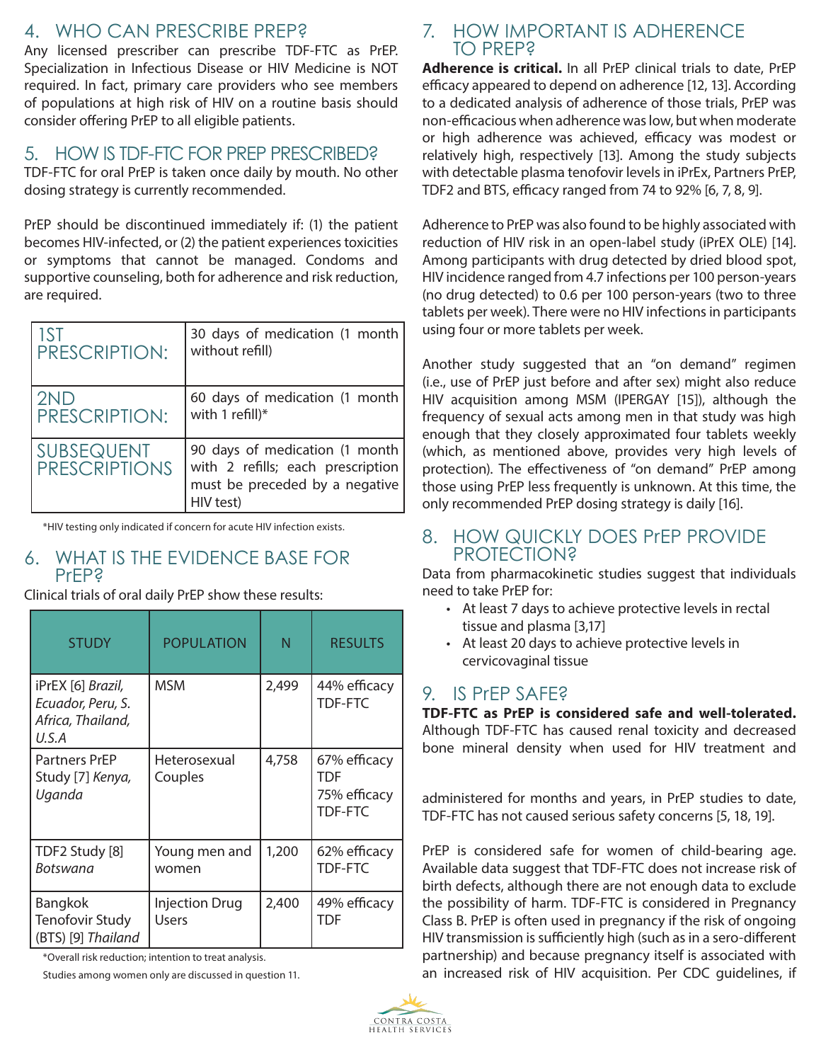## 4. WHO CAN PRESCRIBE PREP?

Any licensed prescriber can prescribe TDF-FTC as PrEP. Specialization in Infectious Disease or HIV Medicine is NOT required. In fact, primary care providers who see members of populations at high risk of HIV on a routine basis should consider offering PrEP to all eligible patients.

## 5. HOW IS TDF-FTC FOR PREP PRESCRIBED?

TDF-FTC for oral PrEP is taken once daily by mouth. No other dosing strategy is currently recommended.

PrEP should be discontinued immediately if: (1) the patient becomes HIV-infected, or (2) the patient experiences toxicities or symptoms that cannot be managed. Condoms and supportive counseling, both for adherence and risk reduction, are required.

| | |
|---|---|
| 1ST PRESCRIPTION: | 30 days of medication (1 month without refill) |
| 2ND PRESCRIPTION: | 60 days of medication (1 month with 1 refill)* |
| SUBSEQUENT PRESCRIPTIONS | 90 days of medication (1 month with 2 refills; each prescription must be preceded by a negative HIV test) |

*HIV testing only indicated if concern for acute HIV infection exists.

## 6. WHAT IS THE EVIDENCE BASE FOR PrEP?

Clinical trials of oral daily PrEP show these results:

| STUDY | POPULATION | N | RESULTS |
|---|---|---|---|
| iPrEX [6] *Brazil, Ecuador, Peru, S. Africa, Thailand, U.S.A* | MSM | 2,499 | 44% efficacy TDF-FTC |
| Partners PrEP Study [7] *Kenya, Uganda* | Heterosexual Couples | 4,758 | 67% efficacy TDF<br>75% efficacy TDF-FTC |
| TDF2 Study [8] *Botswana* | Young men and women | 1,200 | 62% efficacy TDF-FTC |
| Bangkok Tenofovir Study (BTS) [9] *Thailand* | Injection Drug Users | 2,400 | 49% efficacy TDF |

*Overall risk reduction; intention to treat analysis.

Studies among women only are discussed in question 11.

## 7. HOW IMPORTANT IS ADHERENCE TO PREP?

**Adherence is critical.** In all PrEP clinical trials to date, PrEP efficacy appeared to depend on adherence [12, 13]. According to a dedicated analysis of adherence of those trials, PrEP was non-efficacious when adherence was low, but when moderate or high adherence was achieved, efficacy was modest or relatively high, respectively [13]. Among the study subjects with detectable plasma tenofovir levels in iPrEx, Partners PrEP, TDF2 and BTS, efficacy ranged from 74 to 92% [6, 7, 8, 9].

Adherence to PrEP was also found to be highly associated with reduction of HIV risk in an open-label study (iPrEX OLE) [14]. Among participants with drug detected by dried blood spot, HIV incidence ranged from 4.7 infections per 100 person-years (no drug detected) to 0.6 per 100 person-years (two to three tablets per week). There were no HIV infections in participants using four or more tablets per week.

Another study suggested that an "on demand" regimen (i.e., use of PrEP just before and after sex) might also reduce HIV acquisition among MSM (IPERGAY [15]), although the frequency of sexual acts among men in that study was high enough that they closely approximated four tablets weekly (which, as mentioned above, provides very high levels of protection). The effectiveness of "on demand" PrEP among those using PrEP less frequently is unknown. At this time, the only recommended PrEP dosing strategy is daily [16].

## 8. HOW QUICKLY DOES PrEP PROVIDE PROTECTION?

Data from pharmacokinetic studies suggest that individuals need to take PrEP for:

- At least 7 days to achieve protective levels in rectal tissue and plasma [3,17]
- At least 20 days to achieve protective levels in cervicovaginal tissue

## 9. IS PrEP SAFE?

**TDF-FTC as PrEP is considered safe and well-tolerated.** Although TDF-FTC has caused renal toxicity and decreased bone mineral density when used for HIV treatment and administered for months and years, in PrEP studies to date, TDF-FTC has not caused serious safety concerns [5, 18, 19].

PrEP is considered safe for women of child-bearing age. Available data suggest that TDF-FTC does not increase risk of birth defects, although there are not enough data to exclude the possibility of harm. TDF-FTC is considered in Pregnancy Class B. PrEP is often used in pregnancy if the risk of ongoing HIV transmission is sufficiently high (such as in a sero-different partnership) and because pregnancy itself is associated with an increased risk of HIV acquisition. Per CDC guidelines, if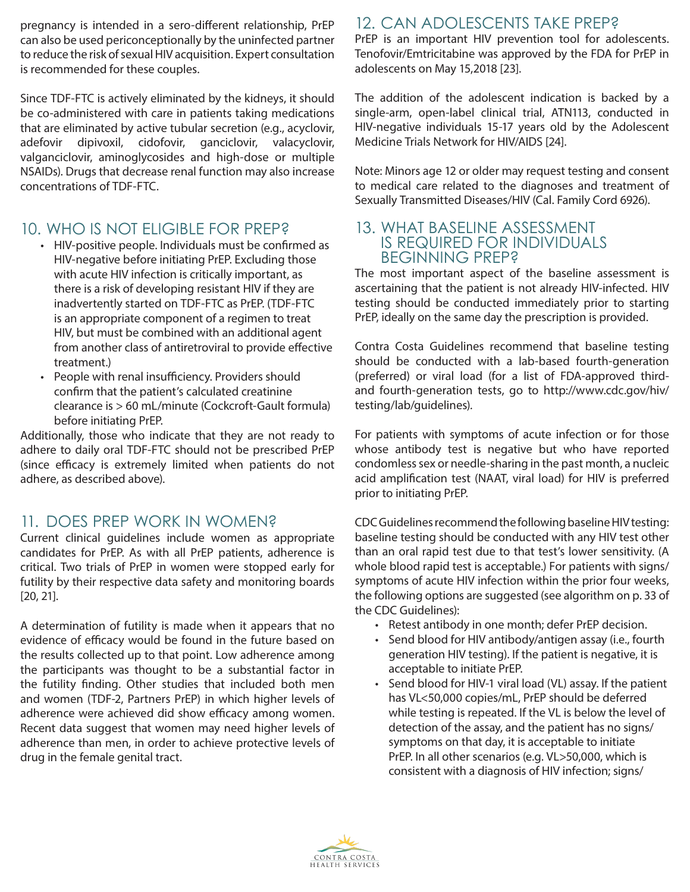pregnancy is intended in a sero-different relationship, PrEP can also be used periconceptionally by the uninfected partner to reduce the risk of sexual HIV acquisition. Expert consultation is recommended for these couples.

Since TDF-FTC is actively eliminated by the kidneys, it should be co-administered with care in patients taking medications that are eliminated by active tubular secretion (e.g., acyclovir, adefovir dipivoxil, cidofovir, ganciclovir, valacyclovir, valganciclovir, aminoglycosides and high-dose or multiple NSAIDs). Drugs that decrease renal function may also increase concentrations of TDF-FTC.

## 10. WHO IS NOT ELIGIBLE FOR PREP?

- HIV-positive people. Individuals must be confirmed as HIV-negative before initiating PrEP. Excluding those with acute HIV infection is critically important, as there is a risk of developing resistant HIV if they are inadvertently started on TDF-FTC as PrEP. (TDF-FTC is an appropriate component of a regimen to treat HIV, but must be combined with an additional agent from another class of antiretroviral to provide effective treatment.)
- People with renal insufficiency. Providers should confirm that the patient's calculated creatinine clearance is > 60 mL/minute (Cockcroft-Gault formula) before initiating PrEP.

Additionally, those who indicate that they are not ready to adhere to daily oral TDF-FTC should not be prescribed PrEP (since efficacy is extremely limited when patients do not adhere, as described above).

## 11. DOES PREP WORK IN WOMEN?

Current clinical guidelines include women as appropriate candidates for PrEP. As with all PrEP patients, adherence is critical. Two trials of PrEP in women were stopped early for futility by their respective data safety and monitoring boards [20, 21].

A determination of futility is made when it appears that no evidence of efficacy would be found in the future based on the results collected up to that point. Low adherence among the participants was thought to be a substantial factor in the futility finding. Other studies that included both men and women (TDF-2, Partners PrEP) in which higher levels of adherence were achieved did show efficacy among women. Recent data suggest that women may need higher levels of adherence than men, in order to achieve protective levels of drug in the female genital tract.

## 12. CAN ADOLESCENTS TAKE PREP?

PrEP is an important HIV prevention tool for adolescents. Tenofovir/Emtricitabine was approved by the FDA for PrEP in adolescents on May 15,2018 [23].

The addition of the adolescent indication is backed by a single-arm, open-label clinical trial, ATN113, conducted in HIV-negative individuals 15-17 years old by the Adolescent Medicine Trials Network for HIV/AIDS [24].

Note: Minors age 12 or older may request testing and consent to medical care related to the diagnoses and treatment of Sexually Transmitted Diseases/HIV (Cal. Family Cord 6926).

## 13. WHAT BASELINE ASSESSMENT IS REQUIRED FOR INDIVIDUALS BEGINNING PREP?

The most important aspect of the baseline assessment is ascertaining that the patient is not already HIV-infected. HIV testing should be conducted immediately prior to starting PrEP, ideally on the same day the prescription is provided.

Contra Costa Guidelines recommend that baseline testing should be conducted with a lab-based fourth-generation (preferred) or viral load (for a list of FDA-approved third- and fourth-generation tests, go to http://www.cdc.gov/hiv/testing/lab/guidelines).

For patients with symptoms of acute infection or for those whose antibody test is negative but who have reported condomless sex or needle-sharing in the past month, a nucleic acid amplification test (NAAT, viral load) for HIV is preferred prior to initiating PrEP.

CDC Guidelines recommend the following baseline HIV testing: baseline testing should be conducted with any HIV test other than an oral rapid test due to that test's lower sensitivity. (A whole blood rapid test is acceptable.) For patients with signs/symptoms of acute HIV infection within the prior four weeks, the following options are suggested (see algorithm on p. 33 of the CDC Guidelines):

- Retest antibody in one month; defer PrEP decision.
- Send blood for HIV antibody/antigen assay (i.e., fourth generation HIV testing). If the patient is negative, it is acceptable to initiate PrEP.
- Send blood for HIV-1 viral load (VL) assay. If the patient has VL<50,000 copies/mL, PrEP should be deferred while testing is repeated. If the VL is below the level of detection of the assay, and the patient has no signs/symptoms on that day, it is acceptable to initiate PrEP. In all other scenarios (e.g. VL>50,000, which is consistent with a diagnosis of HIV infection; signs/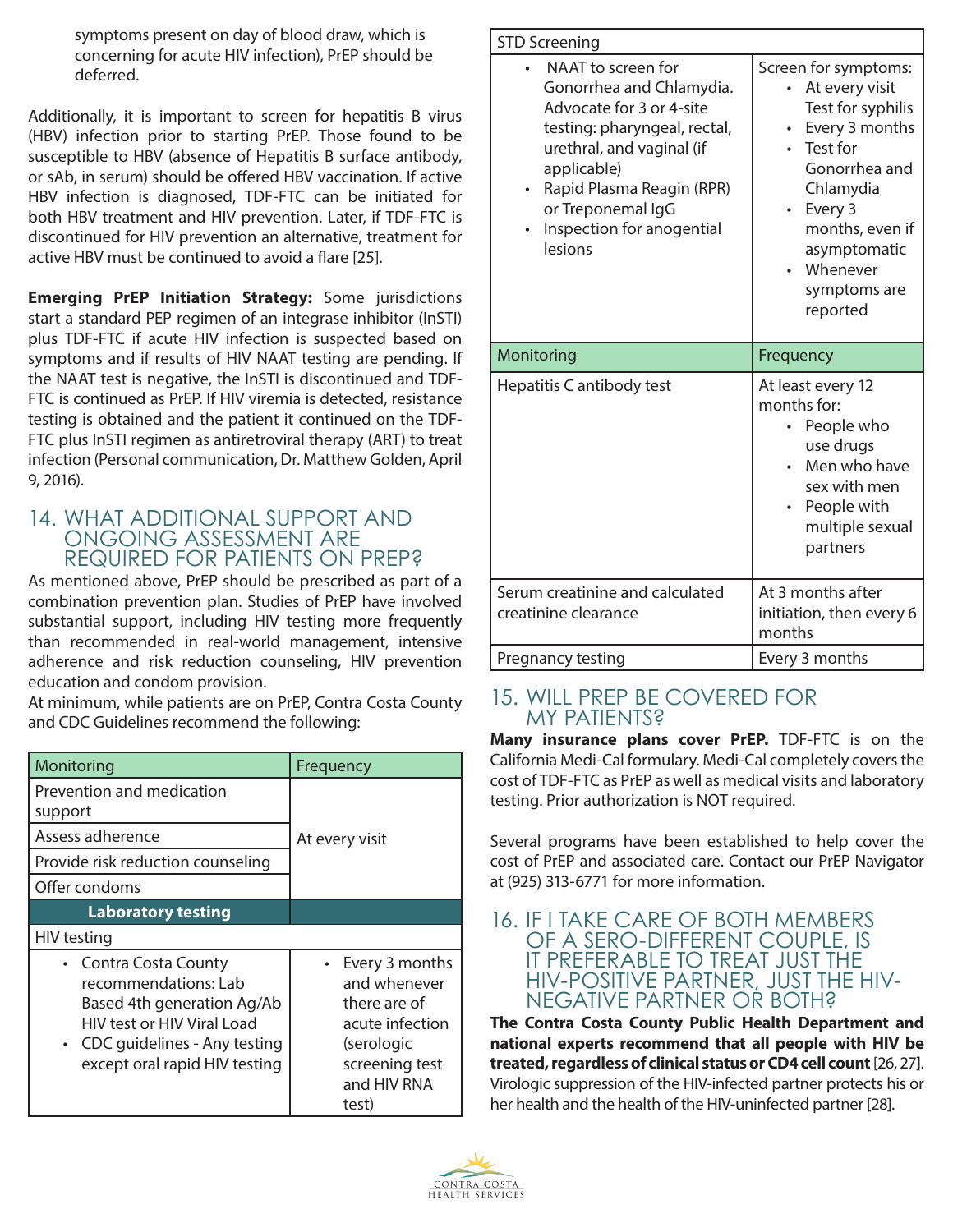symptoms present on day of blood draw, which is concerning for acute HIV infection), PrEP should be deferred.

Additionally, it is important to screen for hepatitis B virus (HBV) infection prior to starting PrEP. Those found to be susceptible to HBV (absence of Hepatitis B surface antibody, or sAb, in serum) should be offered HBV vaccination. If active HBV infection is diagnosed, TDF-FTC can be initiated for both HBV treatment and HIV prevention. Later, if TDF-FTC is discontinued for HIV prevention an alternative, treatment for active HBV must be continued to avoid a flare [25].

**Emerging PrEP Initiation Strategy:** Some jurisdictions start a standard PEP regimen of an integrase inhibitor (InSTI) plus TDF-FTC if acute HIV infection is suspected based on symptoms and if results of HIV NAAT testing are pending. If the NAAT test is negative, the InSTI is discontinued and TDF-FTC is continued as PrEP. If HIV viremia is detected, resistance testing is obtained and the patient it continued on the TDF-FTC plus InSTI regimen as antiretroviral therapy (ART) to treat infection (Personal communication, Dr. Matthew Golden, April 9, 2016).

## 14. WHAT ADDITIONAL SUPPORT AND ONGOING ASSESSMENT ARE REQUIRED FOR PATIENTS ON PREP?

As mentioned above, PrEP should be prescribed as part of a combination prevention plan. Studies of PrEP have involved substantial support, including HIV testing more frequently than recommended in real-world management, intensive adherence and risk reduction counseling, HIV prevention education and condom provision.

At minimum, while patients are on PrEP, Contra Costa County and CDC Guidelines recommend the following:

| Monitoring | Frequency |
|---|---|
| Prevention and medication support | At every visit |
| Assess adherence | |
| Provide risk reduction counseling | |
| Offer condoms | |
| **Laboratory testing** | |
| HIV testing | |
| • Contra Costa County recommendations: Lab Based 4th generation Ag/Ab HIV test or HIV Viral Load<br>• CDC guidelines - Any testing except oral rapid HIV testing | • Every 3 months and whenever there are of acute infection (serologic screening test and HIV RNA test) |
| STD Screening | |
| • NAAT to screen for Gonorrhea and Chlamydia. Advocate for 3 or 4-site testing: pharyngeal, rectal, urethral, and vaginal (if applicable)<br>• Rapid Plasma Reagin (RPR) or Treponemal IgG<br>• Inspection for anogential lesions | Screen for symptoms:<br>• At every visit<br>Test for syphilis<br>• Every 3 months<br>• Test for Gonorrhea and Chlamydia<br>• Every 3 months, even if asymptomatic<br>• Whenever symptoms are reported |
| **Monitoring** | **Frequency** |
| Hepatitis C antibody test | At least every 12 months for:<br>• People who use drugs<br>• Men who have sex with men<br>• People with multiple sexual partners |
| Serum creatinine and calculated creatinine clearance | At 3 months after initiation, then every 6 months |
| Pregnancy testing | Every 3 months |

## 15. WILL PREP BE COVERED FOR MY PATIENTS?

**Many insurance plans cover PrEP.** TDF-FTC is on the California Medi-Cal formulary. Medi-Cal completely covers the cost of TDF-FTC as PrEP as well as medical visits and laboratory testing. Prior authorization is NOT required.

Several programs have been established to help cover the cost of PrEP and associated care. Contact our PrEP Navigator at (925) 313-6771 for more information.

## 16. IF I TAKE CARE OF BOTH MEMBERS OF A SERO-DIFFERENT COUPLE, IS IT PREFERABLE TO TREAT JUST THE HIV-POSITIVE PARTNER, JUST THE HIV-NEGATIVE PARTNER OR BOTH?

**The Contra Costa County Public Health Department and national experts recommend that all people with HIV be treated, regardless of clinical status or CD4 cell count** [26, 27]. Virologic suppression of the HIV-infected partner protects his or her health and the health of the HIV-uninfected partner [28].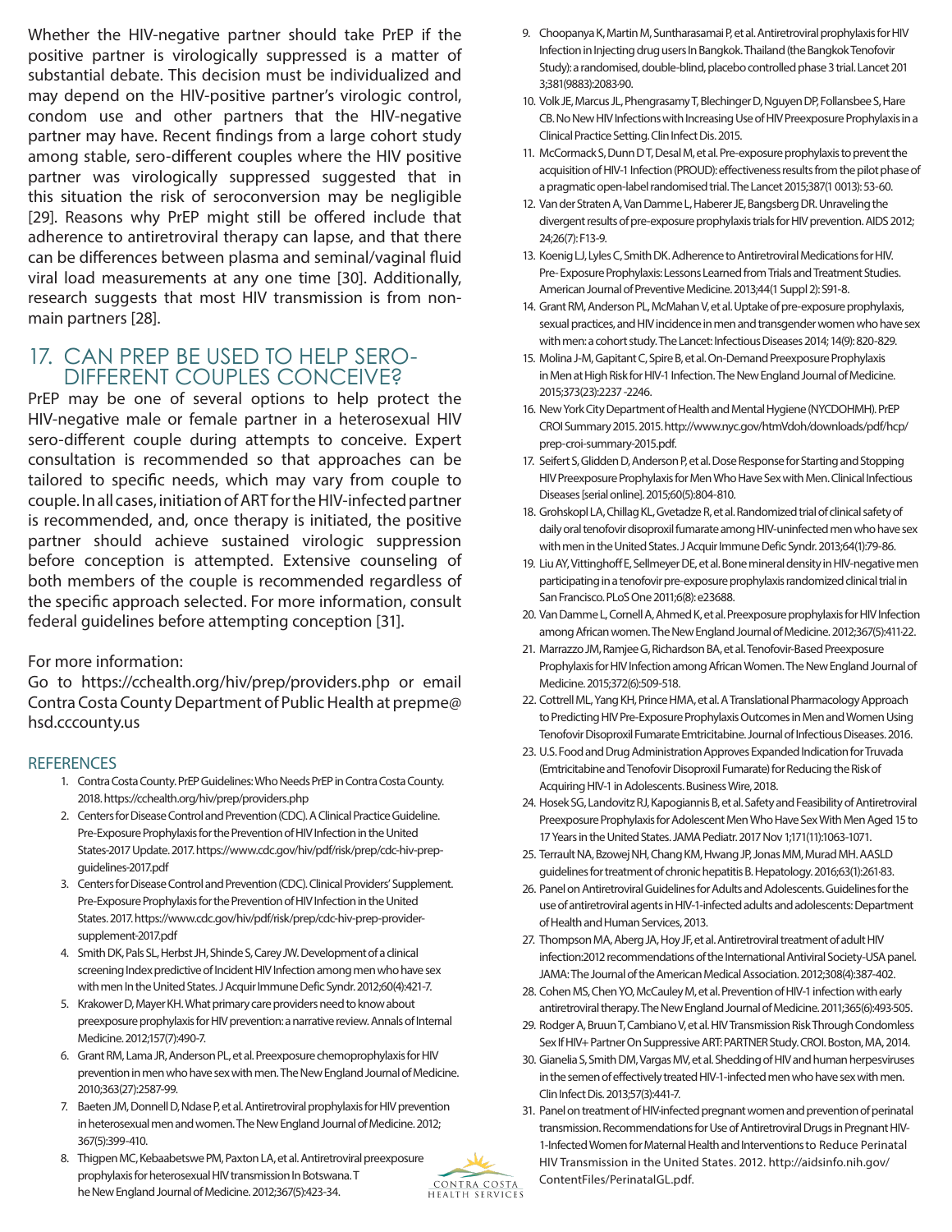Whether the HIV-negative partner should take PrEP if the positive partner is virologically suppressed is a matter of substantial debate. This decision must be individualized and may depend on the HIV-positive partner's virologic control, condom use and other partners that the HIV-negative partner may have. Recent findings from a large cohort study among stable, sero-different couples where the HIV positive partner was virologically suppressed suggested that in this situation the risk of seroconversion may be negligible [29]. Reasons why PrEP might still be offered include that adherence to antiretroviral therapy can lapse, and that there can be differences between plasma and seminal/vaginal fluid viral load measurements at any one time [30]. Additionally, research suggests that most HIV transmission is from non-main partners [28].

## 17. CAN PREP BE USED TO HELP SERO-DIFFERENT COUPLES CONCEIVE?

PrEP may be one of several options to help protect the HIV-negative male or female partner in a heterosexual HIV sero-different couple during attempts to conceive. Expert consultation is recommended so that approaches can be tailored to specific needs, which may vary from couple to couple. In all cases, initiation of ART for the HIV-infected partner is recommended, and, once therapy is initiated, the positive partner should achieve sustained virologic suppression before conception is attempted. Extensive counseling of both members of the couple is recommended regardless of the specific approach selected. For more information, consult federal guidelines before attempting conception [31].

For more information:
Go to https://cchealth.org/hiv/prep/providers.php or email Contra Costa County Department of Public Health at prepme@hsd.cccounty.us

## REFERENCES

1. Contra Costa County. PrEP Guidelines: Who Needs PrEP in Contra Costa County. 2018. https://cchealth.org/hiv/prep/providers.php
2. Centers for Disease Control and Prevention (CDC). A Clinical Practice Guideline. Pre-Exposure Prophylaxis for the Prevention of HIV Infection in the United States-2017 Update. 2017. https://www.cdc.gov/hiv/pdf/risk/prep/cdc-hiv-prep-guidelines-2017.pdf
3. Centers for Disease Control and Prevention (CDC). Clinical Providers' Supplement. Pre-Exposure Prophylaxis for the Prevention of HIV Infection in the United States. 2017. https://www.cdc.gov/hiv/pdf/risk/prep/cdc-hiv-prep-provider-supplement-2017.pdf
4. Smith DK, Pals SL, Herbst JH, Shinde S, Carey JW. Development of a clinical screening Index predictive of Incident HIV Infection among men who have sex with men In the United States. J Acquir Immune Defic Syndr. 2012;60(4):421-7.
5. Krakower D, Mayer KH. What primary care providers need to know about preexposure prophylaxis for HIV prevention: a narrative review. Annals of Internal Medicine. 2012;157(7):490-7.
6. Grant RM, Lama JR, Anderson PL, et al. Preexposure chemoprophylaxis for HIV prevention in men who have sex with men. The New England Journal of Medicine. 2010;363(27):2587-99.
7. Baeten JM, Donnell D, Ndase P, et al. Antiretroviral prophylaxis for HIV prevention in heterosexual men and women. The New England Journal of Medicine. 2012; 367(5):399-410.
8. Thigpen MC, Kebaabetswe PM, Paxton LA, et al. Antiretroviral preexposure prophylaxis for heterosexual HIV transmission In Botswana. The New England Journal of Medicine. 2012;367(5):423-34.
9. Choopanya K, Martin M, Suntharasamai P, et al. Antiretroviral prophylaxis for HIV Infection in Injecting drug users In Bangkok. Thailand (the Bangkok Tenofovir Study): a randomised, double-blind, placebo controlled phase 3 trial. Lancet 201 3;381(9883):2083-90.
10. Volk JE, Marcus JL, Phengrasamy T, Blechinger D, Nguyen DP, Follansbee S, Hare CB. No New HIV Infections with Increasing Use of HIV Preexposure Prophylaxis in a Clinical Practice Setting. Clin Infect Dis. 2015.
11. McCormack S, Dunn D T, Desal M, et al. Pre-exposure prophylaxis to prevent the acquisition of HIV-1 Infection (PROUD): effectiveness results from the pilot phase of a pragmatic open-label randomised trial. The Lancet 2015;387(1 0013): 53-60.
12. Van der Straten A, Van Damme L, Haberer JE, Bangsberg DR. Unraveling the divergent results of pre-exposure prophylaxis trials for HIV prevention. AIDS 2012; 24;26(7): F13-9.
13. Koenig LJ, Lyles C, Smith DK. Adherence to Antiretroviral Medications for HIV. Pre- Exposure Prophylaxis: Lessons Learned from Trials and Treatment Studies. American Journal of Preventive Medicine. 2013;44(1 Suppl 2): S91-8.
14. Grant RM, Anderson PL, McMahan V, et al. Uptake of pre-exposure prophylaxis, sexual practices, and HIV incidence in men and transgender women who have sex with men: a cohort study. The Lancet: Infectious Diseases 2014; 14(9): 820-829.
15. Molina J-M, Gapitant C, Spire B, et al. On-Demand Preexposure Prophylaxis in Men at High Risk for HIV-1 Infection. The New England Journal of Medicine. 2015;373(23):2237 -2246.
16. New York City Department of Health and Mental Hygiene (NYCDOHMH). PrEP CROI Summary 2015. 2015. http://www.nyc.gov/htmVdoh/downloads/pdf/hcp/prep-croi-summary-2015.pdf.
17. Seifert S, Glidden D, Anderson P, et al. Dose Response for Starting and Stopping HIV Preexposure Prophylaxis for Men Who Have Sex with Men. Clinical Infectious Diseases [serial online]. 2015;60(5):804-810.
18. Grohskopl LA, Chillag KL, Gvetadze R, et al. Randomized trial of clinical safety of daily oral tenofovir disoproxil fumarate among HIV-uninfected men who have sex with men in the United States. J Acquir Immune Defic Syndr. 2013;64(1):79-86.
19. Liu AY, Vittinghoff E, Sellmeyer DE, et al. Bone mineral density in HIV-negative men participating in a tenofovir pre-exposure prophylaxis randomized clinical trial in San Francisco. PLoS One 2011;6(8): e23688.
20. Van Damme L, Cornell A, Ahmed K, et al. Preexposure prophylaxis for HIV Infection among African women. The New England Journal of Medicine. 2012;367(5):411-22.
21. Marrazzo JM, Ramjee G, Richardson BA, et al. Tenofovir-Based Preexposure Prophylaxis for HIV Infection among African Women. The New England Journal of Medicine. 2015;372(6):509-518.
22. Cottrell ML, Yang KH, Prince HMA, et al. A Translational Pharmacology Approach to Predicting HIV Pre-Exposure Prophylaxis Outcomes in Men and Women Using Tenofovir Disoproxil Fumarate Emtricitabine. Journal of Infectious Diseases. 2016.
23. U.S. Food and Drug Administration Approves Expanded Indication for Truvada (Emtricitabine and Tenofovir Disoproxil Fumarate) for Reducing the Risk of Acquiring HIV-1 in Adolescents. Business Wire, 2018.
24. Hosek SG, Landovitz RJ, Kapogiannis B, et al. Safety and Feasibility of Antiretroviral Preexposure Prophylaxis for Adolescent Men Who Have Sex With Men Aged 15 to 17 Years in the United States. JAMA Pediatr. 2017 Nov 1;171(11):1063-1071.
25. Terrault NA, Bzowej NH, Chang KM, Hwang JP, Jonas MM, Murad MH. AASLD guidelines for treatment of chronic hepatitis B. Hepatology. 2016;63(1):261-83.
26. Panel on Antiretroviral Guidelines for Adults and Adolescents. Guidelines for the use of antiretroviral agents in HIV-1-infected adults and adolescents: Department of Health and Human Services, 2013.
27. Thompson MA, Aberg JA, Hoy JF, et al. Antiretroviral treatment of adult HIV infection:2012 recommendations of the International Antiviral Society-USA panel. JAMA: The Journal of the American Medical Association. 2012;308(4):387-402.
28. Cohen MS, Chen YO, McCauley M, et al. Prevention of HIV-1 infection with early antiretroviral therapy. The New England Journal of Medicine. 2011;365(6):493-505.
29. Rodger A, Bruun T, Cambiano V, et al. HIV Transmission Risk Through Condomless Sex If HIV+ Partner On Suppressive ART: PARTNER Study. CROI. Boston, MA, 2014.
30. Gianelia S, Smith DM, Vargas MV, et al. Shedding of HIV and human herpesviruses in the semen of effectively treated HIV-1-infected men who have sex with men. Clin Infect Dis. 2013;57(3):441-7.
31. Panel on treatment of HIV-infected pregnant women and prevention of perinatal transmission. Recommendations for Use of Antiretroviral Drugs in Pregnant HIV-1-Infected Women for Maternal Health and Interventions to Reduce Perinatal HIV Transmission in the United States. 2012. http://aidsinfo.nih.gov/ContentFiles/PerinatalGL.pdf.

CONTRA COSTA HEALTH SERVICES